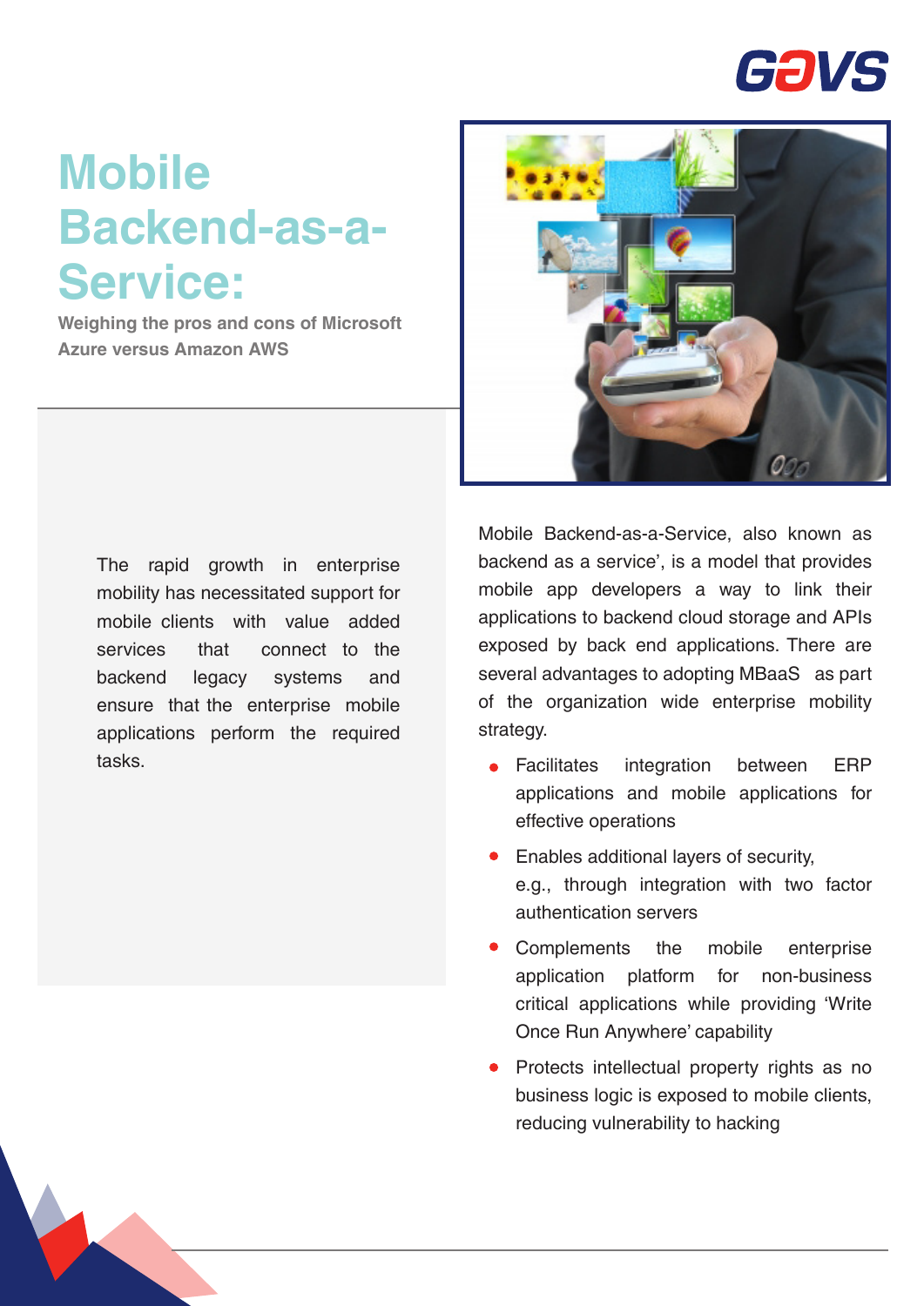# Mobile Backend-as-a-Service:

**Weighing the pros and cons of Microsoft Azure versus Amazon AWS**

The rapid growth in enterprise mobility has necessitated support for mobile clients with value added services that connect to the backend legacy systems and ensure that the enterprise mobile applications perform the required tasks.

Mobile Backend-as-a-Service, also known as backend as a service', is a model that provides mobile app developers a way to link their applications to backend cloud storage and APIs exposed by back end applications. There are several advantages to adopting MBaaS as part of the organization wide enterprise mobility strategy.

- Facilitates integration between ERP applications and mobile applications for effective operations
- Enables additional layers of security, e.g., through integration with two factor authentication servers
- Complements the mobile enterprise application platform for non-business critical applications while providing 'Write Once Run Anywhere' capability
- Protects intellectual property rights as no business logic is exposed to mobile clients, reducing vulnerability to hacking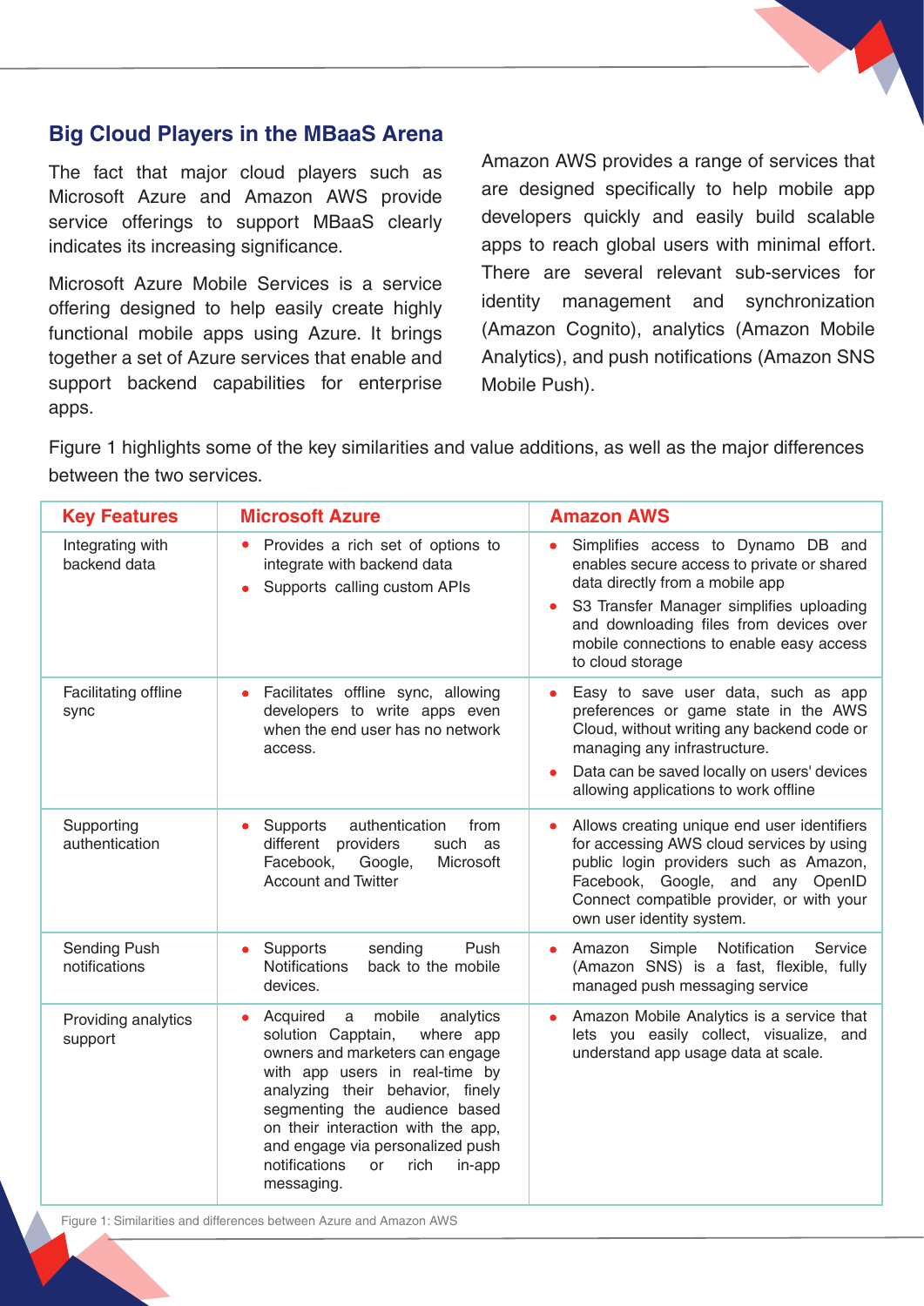## Big Cloud Players in the MBaaS Arena

The fact that major cloud players such as Microsoft Azure and Amazon AWS provide service offerings to support MBaaS clearly indicates its increasing significance.

Microsoft Azure Mobile Services is a service offering designed to help easily create highly functional mobile apps using Azure. It brings together a set of Azure services that enable and support backend capabilities for enterprise apps.

Amazon AWS provides a range of services that are designed specifically to help mobile app developers quickly and easily build scalable apps to reach global users with minimal effort. There are several relevant sub-services for identity management and synchronization (Amazon Cognito), analytics (Amazon Mobile Analytics), and push notifications (Amazon SNS Mobile Push).

Figure 1 highlights some of the key similarities and value additions, as well as the major differences between the two services.

| Key Features | Microsoft Azure | Amazon AWS |
|---|---|---|
| Integrating with backend data | • Provides a rich set of options to integrate with backend data<br>• Supports calling custom APIs | • Simplifies access to Dynamo DB and enables secure access to private or shared data directly from a mobile app<br>• S3 Transfer Manager simplifies uploading and downloading files from devices over mobile connections to enable easy access to cloud storage |
| Facilitating offline sync | • Facilitates offline sync, allowing developers to write apps even when the end user has no network access. | • Easy to save user data, such as app preferences or game state in the AWS Cloud, without writing any backend code or managing any infrastructure.<br>• Data can be saved locally on users' devices allowing applications to work offline |
| Supporting authentication | • Supports authentication from different providers such as Facebook, Google, Microsoft Account and Twitter | • Allows creating unique end user identifiers for accessing AWS cloud services by using public login providers such as Amazon, Facebook, Google, and any OpenID Connect compatible provider, or with your own user identity system. |
| Sending Push notifications | • Supports sending Push Notifications back to the mobile devices. | • Amazon Simple Notification Service (Amazon SNS) is a fast, flexible, fully managed push messaging service |
| Providing analytics support | • Acquired a mobile analytics solution Capptain, where app owners and marketers can engage with app users in real-time by analyzing their behavior, finely segmenting the audience based on their interaction with the app, and engage via personalized push notifications or rich in-app messaging. | • Amazon Mobile Analytics is a service that lets you easily collect, visualize, and understand app usage data at scale. |

Figure 1: Similarities and differences between Azure and Amazon AWS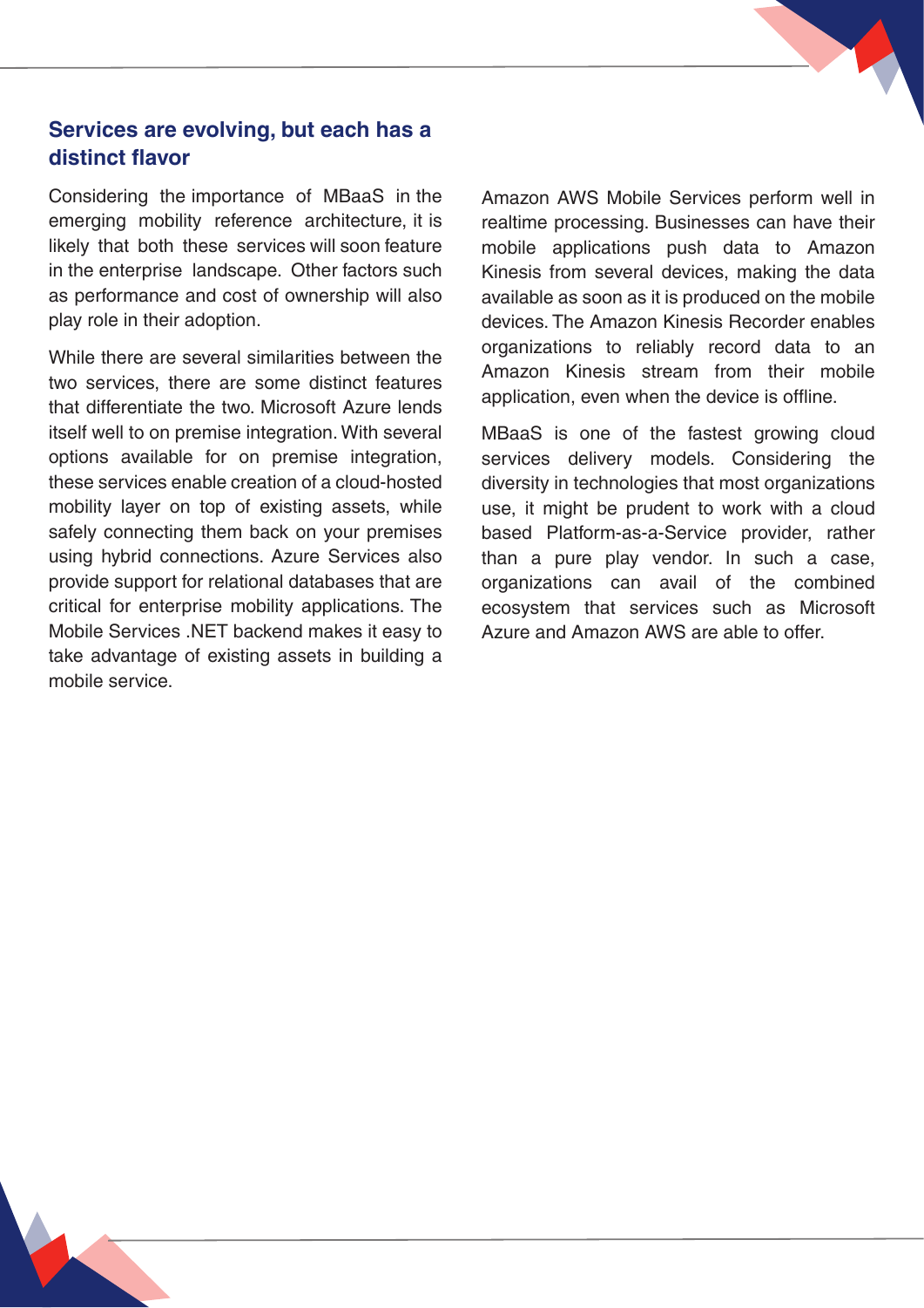## Services are evolving, but each has a distinct flavor

Considering the importance of MBaaS in the emerging mobility reference architecture, it is likely that both these services will soon feature in the enterprise landscape. Other factors such as performance and cost of ownership will also play role in their adoption.

While there are several similarities between the two services, there are some distinct features that differentiate the two. Microsoft Azure lends itself well to on premise integration. With several options available for on premise integration, these services enable creation of a cloud-hosted mobility layer on top of existing assets, while safely connecting them back on your premises using hybrid connections. Azure Services also provide support for relational databases that are critical for enterprise mobility applications. The Mobile Services .NET backend makes it easy to take advantage of existing assets in building a mobile service.

Amazon AWS Mobile Services perform well in realtime processing. Businesses can have their mobile applications push data to Amazon Kinesis from several devices, making the data available as soon as it is produced on the mobile devices. The Amazon Kinesis Recorder enables organizations to reliably record data to an Amazon Kinesis stream from their mobile application, even when the device is offline.

MBaaS is one of the fastest growing cloud services delivery models. Considering the diversity in technologies that most organizations use, it might be prudent to work with a cloud based Platform-as-a-Service provider, rather than a pure play vendor. In such a case, organizations can avail of the combined ecosystem that services such as Microsoft Azure and Amazon AWS are able to offer.